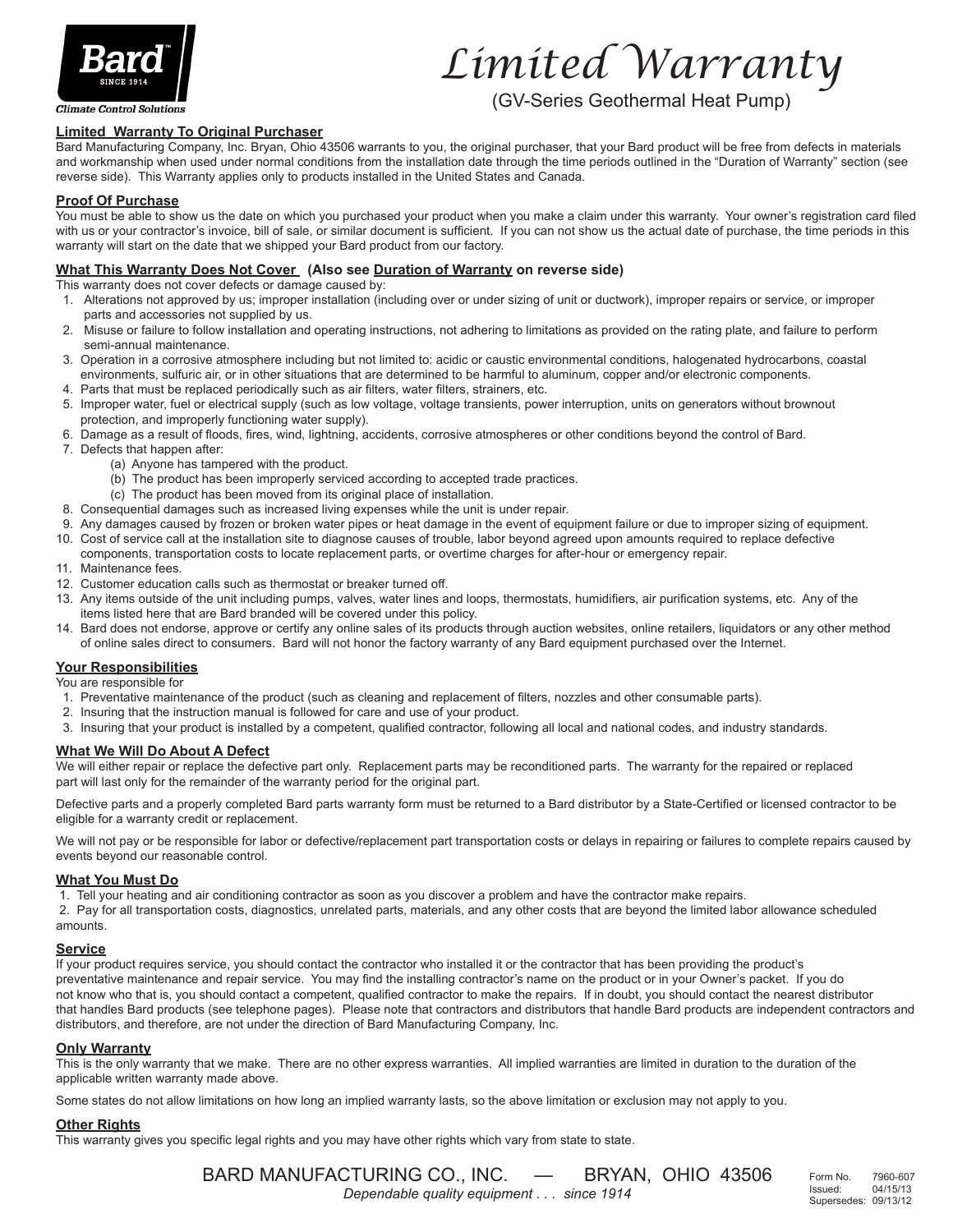Bard™ SINCE 1914

*Climate Control Solutions*

# *Limited Warranty*

(GV-Series Geothermal Heat Pump)

## Limited Warranty To Original Purchaser

Bard Manufacturing Company, Inc. Bryan, Ohio 43506 warrants to you, the original purchaser, that your Bard product will be free from defects in materials and workmanship when used under normal conditions from the installation date through the time periods outlined in the "Duration of Warranty" section (see reverse side). This Warranty applies only to products installed in the United States and Canada.

## Proof Of Purchase

You must be able to show us the date on which you purchased your product when you make a claim under this warranty. Your owner's registration card filed with us or your contractor's invoice, bill of sale, or similar document is sufficient. If you can not show us the actual date of purchase, the time periods in this warranty will start on the date that we shipped your Bard product from our factory.

## What This Warranty Does Not Cover (Also see Duration of Warranty on reverse side)

This warranty does not cover defects or damage caused by:

1. Alterations not approved by us; improper installation (including over or under sizing of unit or ductwork), improper repairs or service, or improper parts and accessories not supplied by us.
2. Misuse or failure to follow installation and operating instructions, not adhering to limitations as provided on the rating plate, and failure to perform semi-annual maintenance.
3. Operation in a corrosive atmosphere including but not limited to: acidic or caustic environmental conditions, halogenated hydrocarbons, coastal environments, sulfuric air, or in other situations that are determined to be harmful to aluminum, copper and/or electronic components.
4. Parts that must be replaced periodically such as air filters, water filters, strainers, etc.
5. Improper water, fuel or electrical supply (such as low voltage, voltage transients, power interruption, units on generators without brownout protection, and improperly functioning water supply).
6. Damage as a result of floods, fires, wind, lightning, accidents, corrosive atmospheres or other conditions beyond the control of Bard.
7. Defects that happen after:
   (a) Anyone has tampered with the product.
   (b) The product has been improperly serviced according to accepted trade practices.
   (c) The product has been moved from its original place of installation.
8. Consequential damages such as increased living expenses while the unit is under repair.
9. Any damages caused by frozen or broken water pipes or heat damage in the event of equipment failure or due to improper sizing of equipment.
10. Cost of service call at the installation site to diagnose causes of trouble, labor beyond agreed upon amounts required to replace defective components, transportation costs to locate replacement parts, or overtime charges for after-hour or emergency repair.
11. Maintenance fees.
12. Customer education calls such as thermostat or breaker turned off.
13. Any items outside of the unit including pumps, valves, water lines and loops, thermostats, humidifiers, air purification systems, etc. Any of the items listed here that are Bard branded will be covered under this policy.
14. Bard does not endorse, approve or certify any online sales of its products through auction websites, online retailers, liquidators or any other method of online sales direct to consumers. Bard will not honor the factory warranty of any Bard equipment purchased over the Internet.

## Your Responsibilities

You are responsible for

1. Preventative maintenance of the product (such as cleaning and replacement of filters, nozzles and other consumable parts).
2. Insuring that the instruction manual is followed for care and use of your product.
3. Insuring that your product is installed by a competent, qualified contractor, following all local and national codes, and industry standards.

## What We Will Do About A Defect

We will either repair or replace the defective part only. Replacement parts may be reconditioned parts. The warranty for the repaired or replaced part will last only for the remainder of the warranty period for the original part.

Defective parts and a properly completed Bard parts warranty form must be returned to a Bard distributor by a State-Certified or licensed contractor to be eligible for a warranty credit or replacement.

We will not pay or be responsible for labor or defective/replacement part transportation costs or delays in repairing or failures to complete repairs caused by events beyond our reasonable control.

## What You Must Do

1. Tell your heating and air conditioning contractor as soon as you discover a problem and have the contractor make repairs.
2. Pay for all transportation costs, diagnostics, unrelated parts, materials, and any other costs that are beyond the limited labor allowance scheduled amounts.

## Service

If your product requires service, you should contact the contractor who installed it or the contractor that has been providing the product's preventative maintenance and repair service. You may find the installing contractor's name on the product or in your Owner's packet. If you do not know who that is, you should contact a competent, qualified contractor to make the repairs. If in doubt, you should contact the nearest distributor that handles Bard products (see telephone pages). Please note that contractors and distributors that handle Bard products are independent contractors and distributors, and therefore, are not under the direction of Bard Manufacturing Company, Inc.

## Only Warranty

This is the only warranty that we make. There are no other express warranties. All implied warranties are limited in duration to the duration of the applicable written warranty made above.

Some states do not allow limitations on how long an implied warranty lasts, so the above limitation or exclusion may not apply to you.

## Other Rights

This warranty gives you specific legal rights and you may have other rights which vary from state to state.

BARD MANUFACTURING CO., INC. — BRYAN, OHIO 43506

*Dependable quality equipment . . . since 1914*

Form No. 7960-607
Issued: 04/15/13
Supersedes: 09/13/12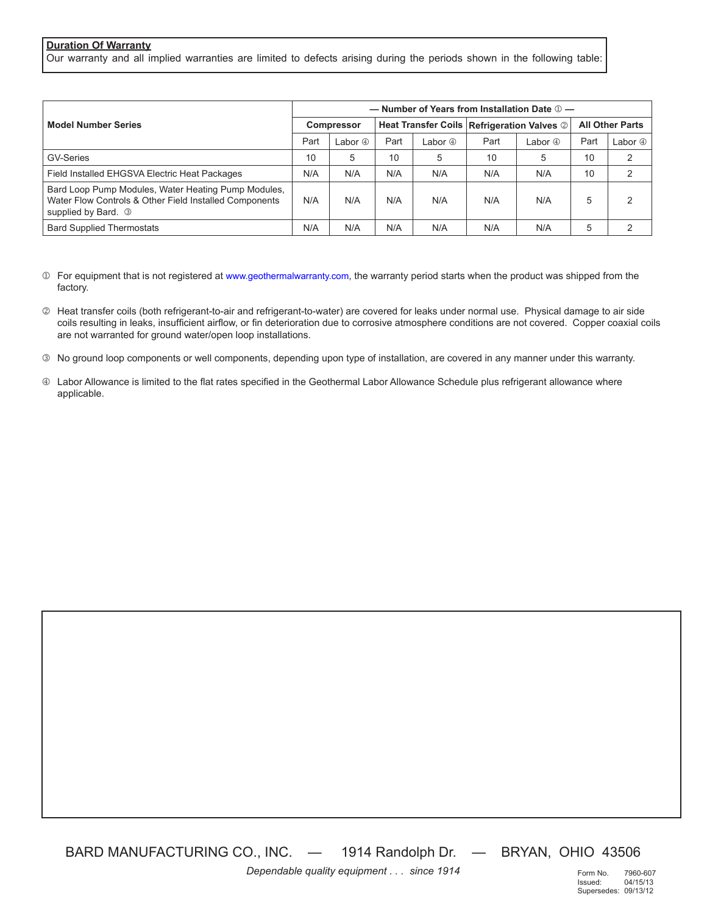**Duration Of Warranty**

Our warranty and all implied warranties are limited to defects arising during the periods shown in the following table:

| Model Number Series | — Number of Years from Installation Date ① — | | | | | | | |
|---|---|---|---|---|---|---|---|---|
| | Compressor | | Heat Transfer Coils | | Refrigeration Valves ② | | All Other Parts | |
| | Part | Labor ④ | Part | Labor ④ | Part | Labor ④ | Part | Labor ④ |
| GV-Series | 10 | 5 | 10 | 5 | 10 | 5 | 10 | 2 |
| Field Installed EHGSVA Electric Heat Packages | N/A | N/A | N/A | N/A | N/A | N/A | 10 | 2 |
| Bard Loop Pump Modules, Water Heating Pump Modules, Water Flow Controls & Other Field Installed Components supplied by Bard. ③ | N/A | N/A | N/A | N/A | N/A | N/A | 5 | 2 |
| Bard Supplied Thermostats | N/A | N/A | N/A | N/A | N/A | N/A | 5 | 2 |

① For equipment that is not registered at www.geothermalwarranty.com, the warranty period starts when the product was shipped from the factory.

② Heat transfer coils (both refrigerant-to-air and refrigerant-to-water) are covered for leaks under normal use. Physical damage to air side coils resulting in leaks, insufficient airflow, or fin deterioration due to corrosive atmosphere conditions are not covered. Copper coaxial coils are not warranted for ground water/open loop installations.

③ No ground loop components or well components, depending upon type of installation, are covered in any manner under this warranty.

④ Labor Allowance is limited to the flat rates specified in the Geothermal Labor Allowance Schedule plus refrigerant allowance where applicable.

BARD MANUFACTURING CO., INC. — 1914 Randolph Dr. — BRYAN, OHIO 43506

*Dependable quality equipment . . . since 1914*

Form No. 7960-607
Issued: 04/15/13
Supersedes: 09/13/12